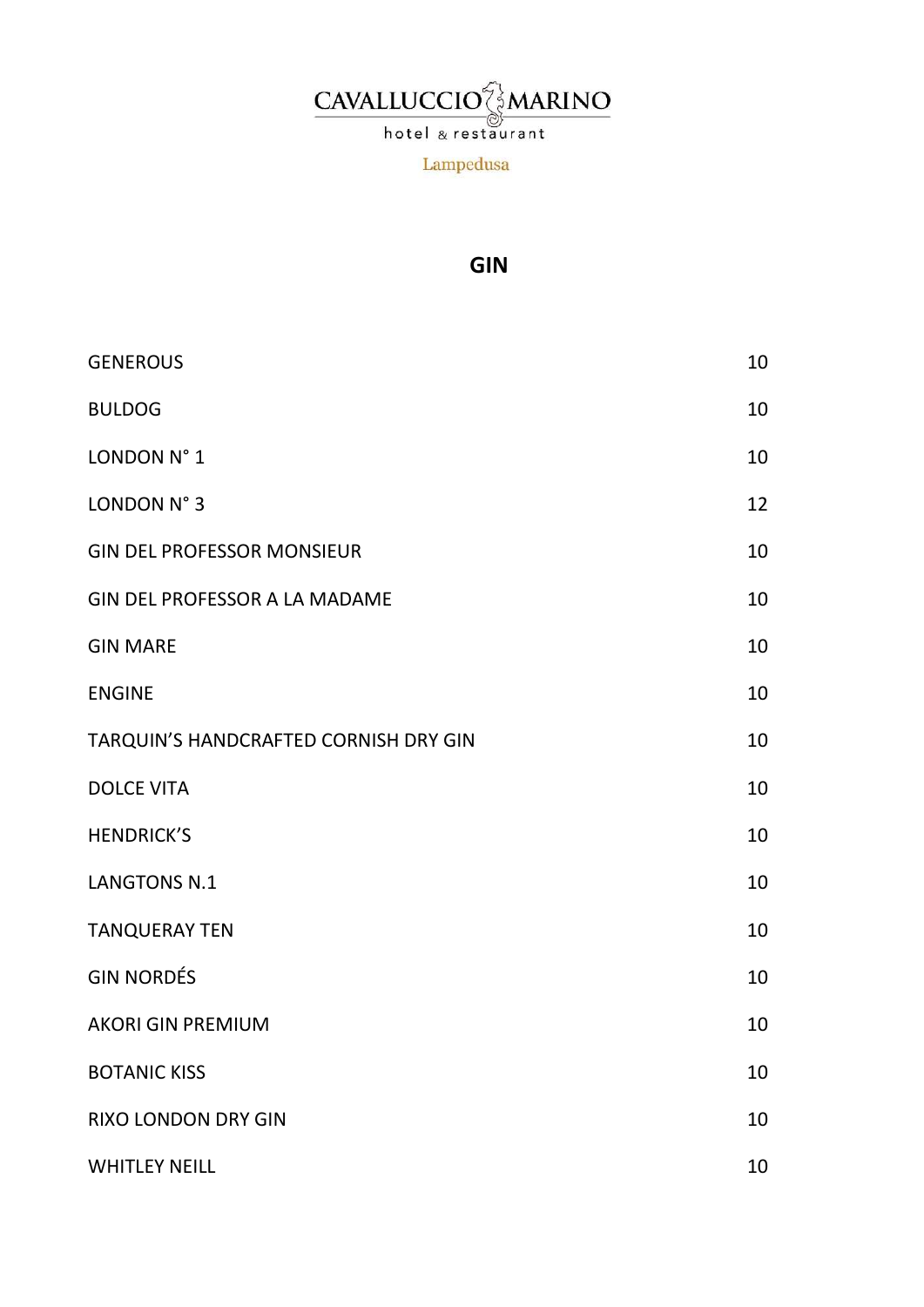CAVALLUCCIO MARINO

hotel & restaurant

Lampedusa

## GIN

| | |
|---|---|
| GENEROUS | 10 |
| BULDOG | 10 |
| LONDON N° 1 | 10 |
| LONDON N° 3 | 12 |
| GIN DEL PROFESSOR MONSIEUR | 10 |
| GIN DEL PROFESSOR A LA MADAME | 10 |
| GIN MARE | 10 |
| ENGINE | 10 |
| TARQUIN’S HANDCRAFTED CORNISH DRY GIN | 10 |
| DOLCE VITA | 10 |
| HENDRICK’S | 10 |
| LANGTONS N.1 | 10 |
| TANQUERAY TEN | 10 |
| GIN NORDÉS | 10 |
| AKORI GIN PREMIUM | 10 |
| BOTANIC KISS | 10 |
| RIXO LONDON DRY GIN | 10 |
| WHITLEY NEILL | 10 |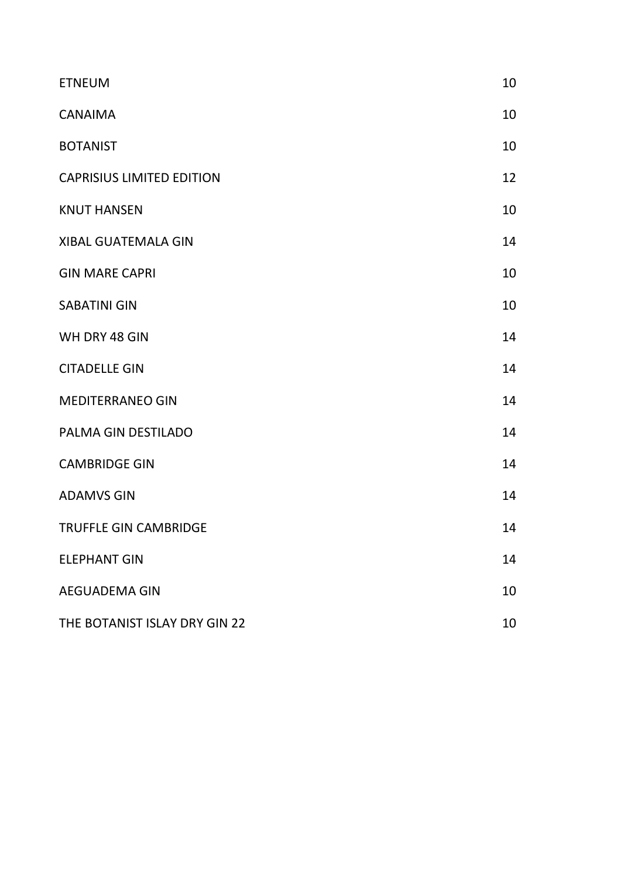| | |
|---|---|
| ETNEUM | 10 |
| CANAIMA | 10 |
| BOTANIST | 10 |
| CAPRISIUS LIMITED EDITION | 12 |
| KNUT HANSEN | 10 |
| XIBAL GUATEMALA GIN | 14 |
| GIN MARE CAPRI | 10 |
| SABATINI GIN | 10 |
| WH DRY 48 GIN | 14 |
| CITADELLE GIN | 14 |
| MEDITERRANEO GIN | 14 |
| PALMA GIN DESTILADO | 14 |
| CAMBRIDGE GIN | 14 |
| ADAMVS GIN | 14 |
| TRUFFLE GIN CAMBRIDGE | 14 |
| ELEPHANT GIN | 14 |
| AEGUADEMA GIN | 10 |
| THE BOTANIST ISLAY DRY GIN 22 | 10 |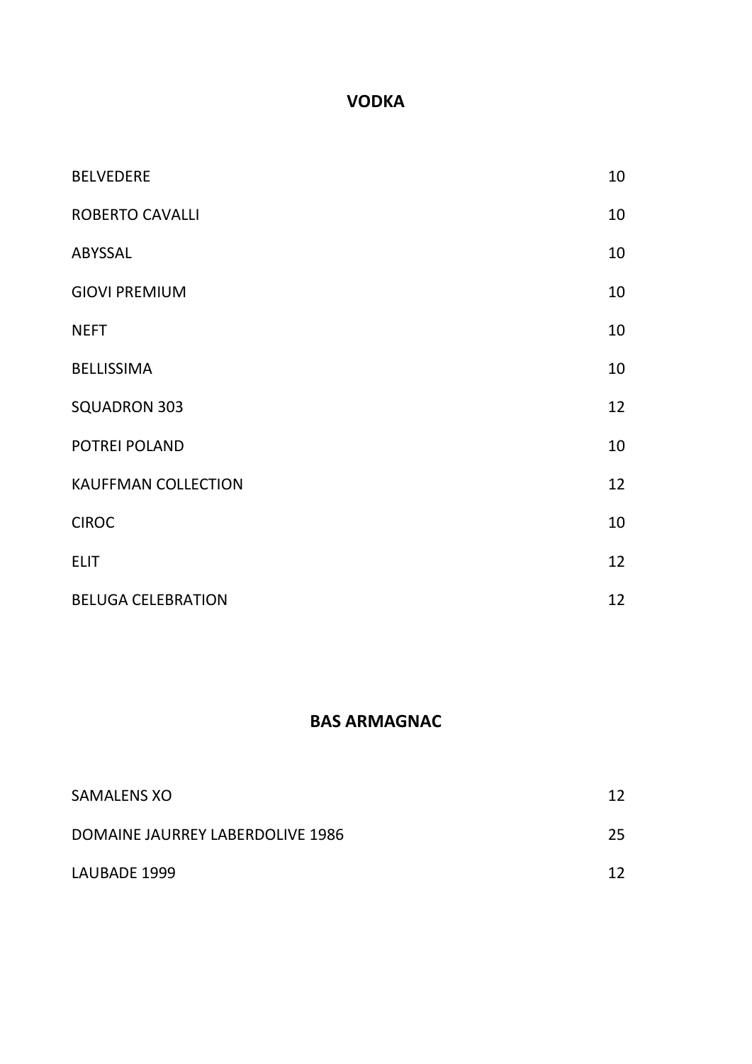## VODKA

| | |
|---|---|
| BELVEDERE | 10 |
| ROBERTO CAVALLI | 10 |
| ABYSSAL | 10 |
| GIOVI PREMIUM | 10 |
| NEFT | 10 |
| BELLISSIMA | 10 |
| SQUADRON 303 | 12 |
| POTREI POLAND | 10 |
| KAUFFMAN COLLECTION | 12 |
| CIROC | 10 |
| ELIT | 12 |
| BELUGA CELEBRATION | 12 |

## BAS ARMAGNAC

| | |
|---|---|
| SAMALENS XO | 12 |
| DOMAINE JAURREY LABERDOLIVE 1986 | 25 |
| LAUBADE 1999 | 12 |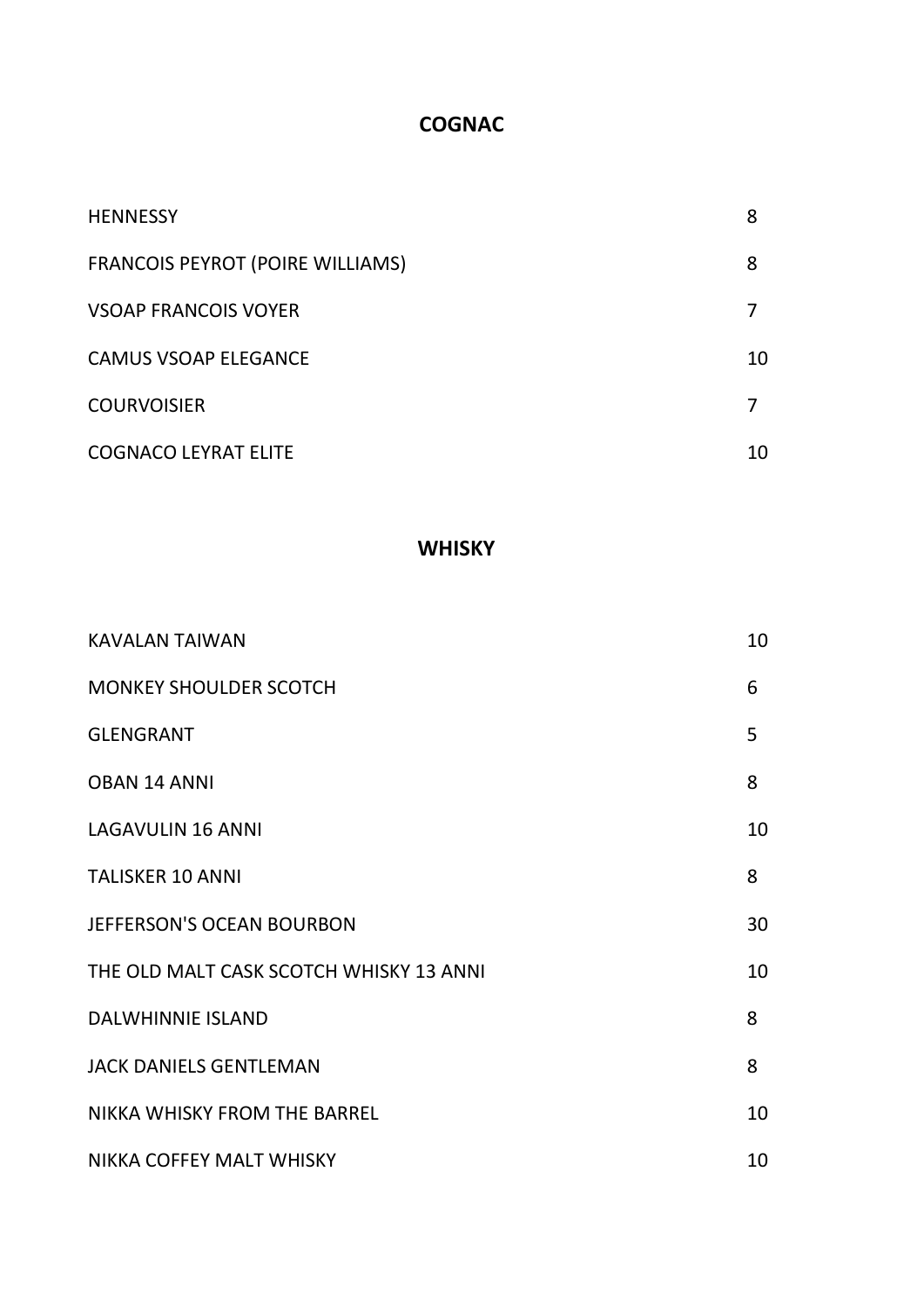## COGNAC

| | |
|---|---|
| HENNESSY | 8 |
| FRANCOIS PEYROT (POIRE WILLIAMS) | 8 |
| VSOAP FRANCOIS VOYER | 7 |
| CAMUS VSOAP ELEGANCE | 10 |
| COURVOISIER | 7 |
| COGNACO LEYRAT ELITE | 10 |

## WHISKY

| | |
|---|---|
| KAVALAN TAIWAN | 10 |
| MONKEY SHOULDER SCOTCH | 6 |
| GLENGRANT | 5 |
| OBAN 14 ANNI | 8 |
| LAGAVULIN 16 ANNI | 10 |
| TALISKER 10 ANNI | 8 |
| JEFFERSON'S OCEAN BOURBON | 30 |
| THE OLD MALT CASK SCOTCH WHISKY 13 ANNI | 10 |
| DALWHINNIE ISLAND | 8 |
| JACK DANIELS GENTLEMAN | 8 |
| NIKKA WHISKY FROM THE BARREL | 10 |
| NIKKA COFFEY MALT WHISKY | 10 |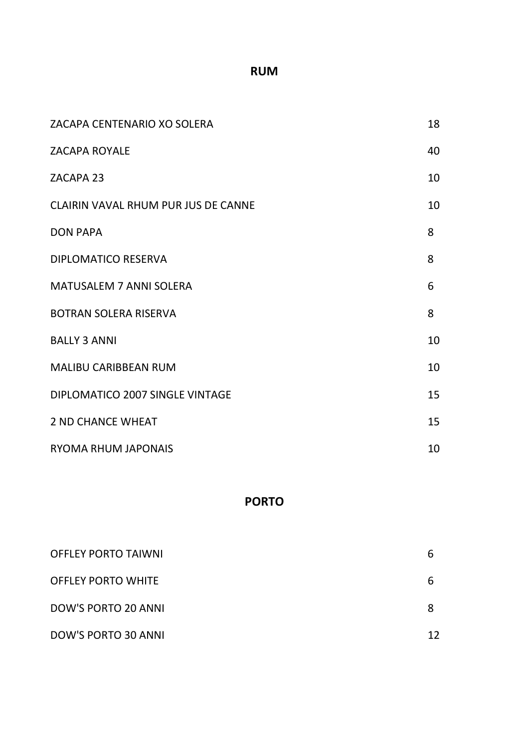## RUM

| | |
|---|---|
| ZACAPA CENTENARIO XO SOLERA | 18 |
| ZACAPA ROYALE | 40 |
| ZACAPA 23 | 10 |
| CLAIRIN VAVAL RHUM PUR JUS DE CANNE | 10 |
| DON PAPA | 8 |
| DIPLOMATICO RESERVA | 8 |
| MATUSALEM 7 ANNI SOLERA | 6 |
| BOTRAN SOLERA RISERVA | 8 |
| BALLY 3 ANNI | 10 |
| MALIBU CARIBBEAN RUM | 10 |
| DIPLOMATICO 2007 SINGLE VINTAGE | 15 |
| 2 ND CHANCE WHEAT | 15 |
| RYOMA RHUM JAPONAIS | 10 |

## PORTO

| | |
|---|---|
| OFFLEY PORTO TAIWNI | 6 |
| OFFLEY PORTO WHITE | 6 |
| DOW'S PORTO 20 ANNI | 8 |
| DOW'S PORTO 30 ANNI | 12 |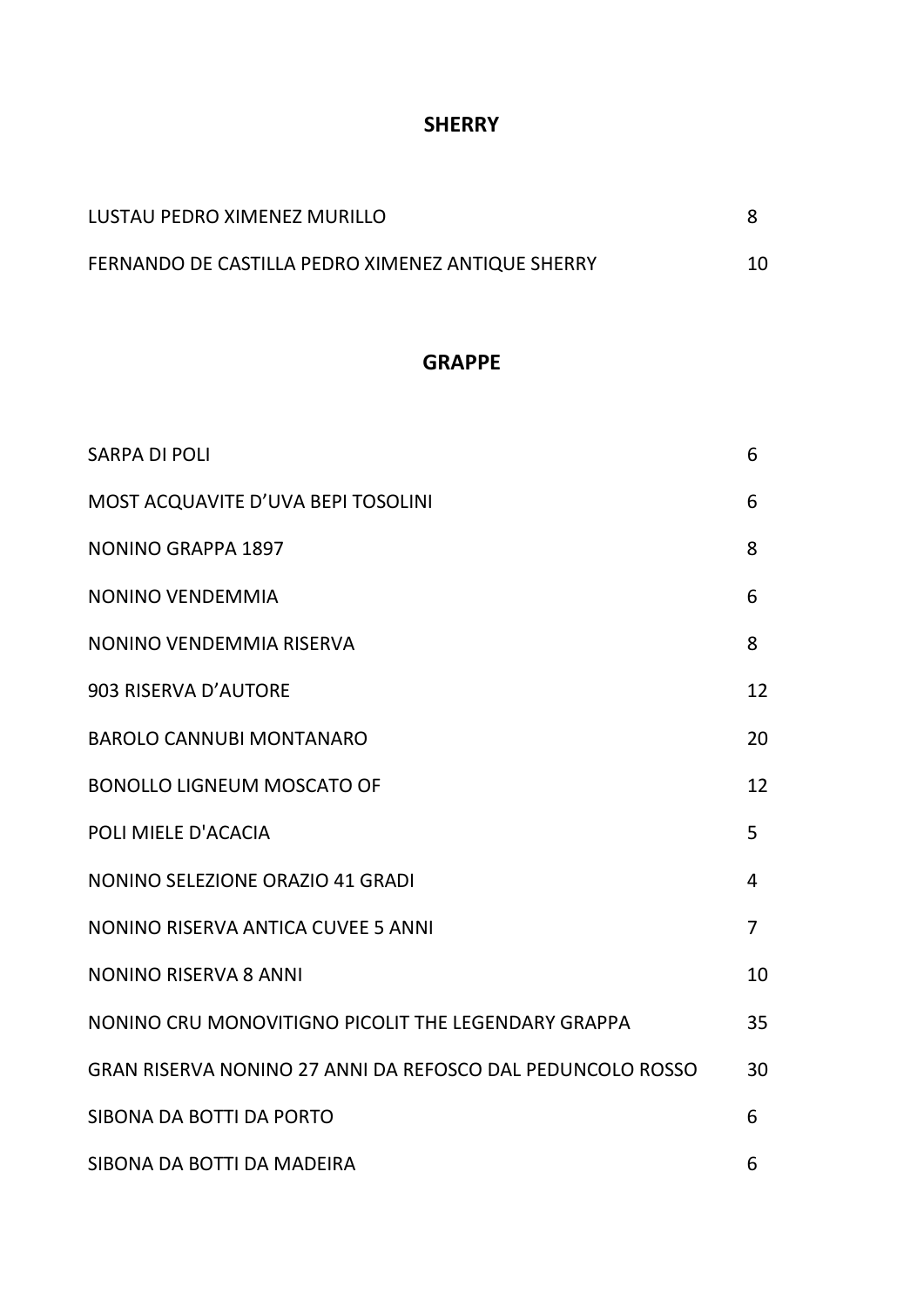## SHERRY

| | |
|---|---|
| LUSTAU PEDRO XIMENEZ MURILLO | 8 |
| FERNANDO DE CASTILLA PEDRO XIMENEZ ANTIQUE SHERRY | 10 |

## GRAPPE

| | |
|---|---|
| SARPA DI POLI | 6 |
| MOST ACQUAVITE D'UVA BEPI TOSOLINI | 6 |
| NONINO GRAPPA 1897 | 8 |
| NONINO VENDEMMIA | 6 |
| NONINO VENDEMMIA RISERVA | 8 |
| 903 RISERVA D'AUTORE | 12 |
| BAROLO CANNUBI MONTANARO | 20 |
| BONOLLO LIGNEUM MOSCATO OF | 12 |
| POLI MIELE D'ACACIA | 5 |
| NONINO SELEZIONE ORAZIO 41 GRADI | 4 |
| NONINO RISERVA ANTICA CUVEE 5 ANNI | 7 |
| NONINO RISERVA 8 ANNI | 10 |
| NONINO CRU MONOVITIGNO PICOLIT THE LEGENDARY GRAPPA | 35 |
| GRAN RISERVA NONINO 27 ANNI DA REFOSCO DAL PEDUNCOLO ROSSO | 30 |
| SIBONA DA BOTTI DA PORTO | 6 |
| SIBONA DA BOTTI DA MADEIRA | 6 |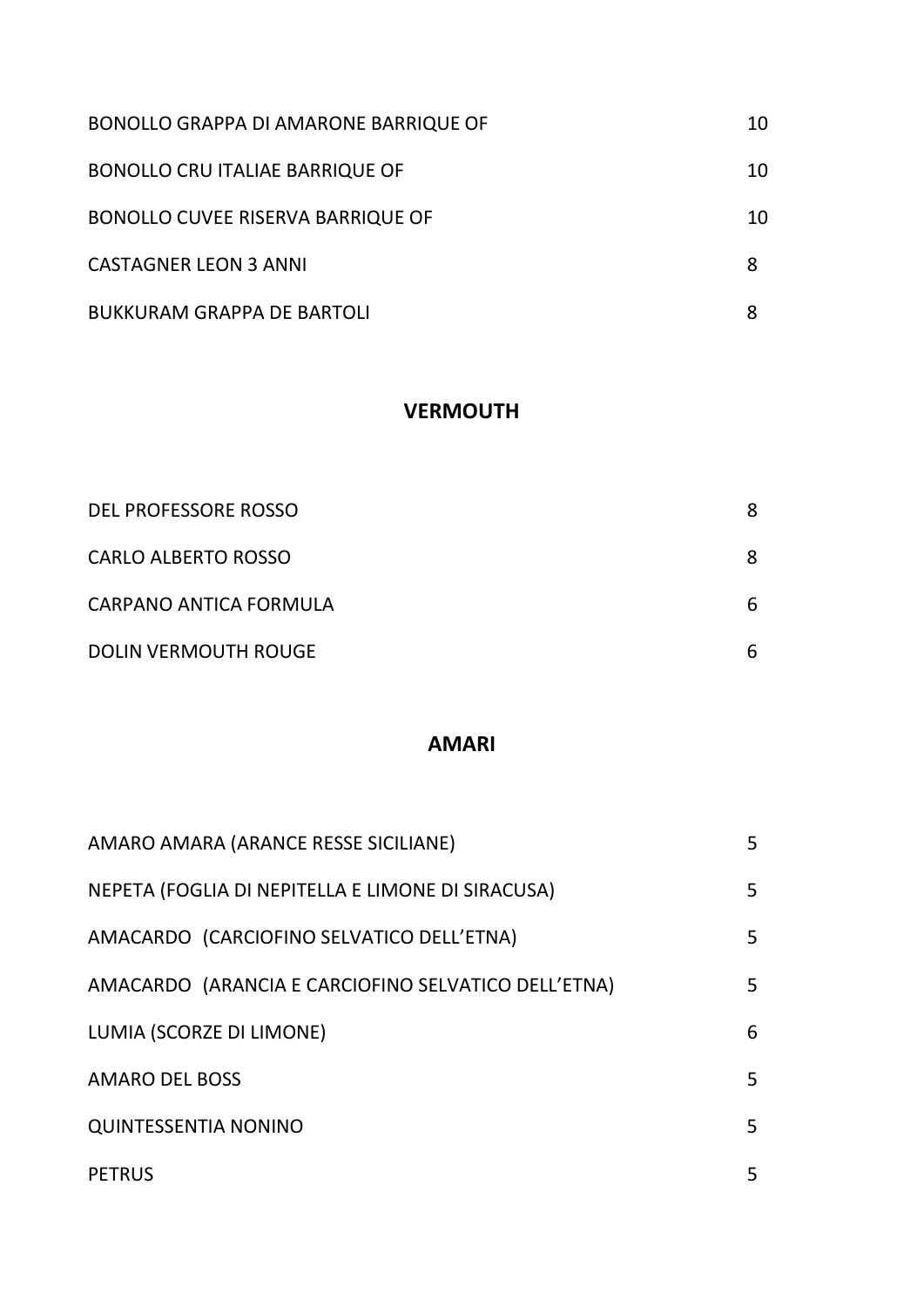| | |
|---|---|
| BONOLLO GRAPPA DI AMARONE BARRIQUE OF | 10 |
| BONOLLO CRU ITALIAE BARRIQUE OF | 10 |
| BONOLLO CUVEE RISERVA BARRIQUE OF | 10 |
| CASTAGNER LEON 3 ANNI | 8 |
| BUKKURAM GRAPPA DE BARTOLI | 8 |

## VERMOUTH

| | |
|---|---|
| DEL PROFESSORE ROSSO | 8 |
| CARLO ALBERTO ROSSO | 8 |
| CARPANO ANTICA FORMULA | 6 |
| DOLIN VERMOUTH ROUGE | 6 |

## AMARI

| | |
|---|---|
| AMARO AMARA (ARANCE RESSE SICILIANE) | 5 |
| NEPETA (FOGLIA DI NEPITELLA E LIMONE DI SIRACUSA) | 5 |
| AMACARDO (CARCIOFINO SELVATICO DELL'ETNA) | 5 |
| AMACARDO (ARANCIA E CARCIOFINO SELVATICO DELL'ETNA) | 5 |
| LUMIA (SCORZE DI LIMONE) | 6 |
| AMARO DEL BOSS | 5 |
| QUINTESSENTIA NONINO | 5 |
| PETRUS | 5 |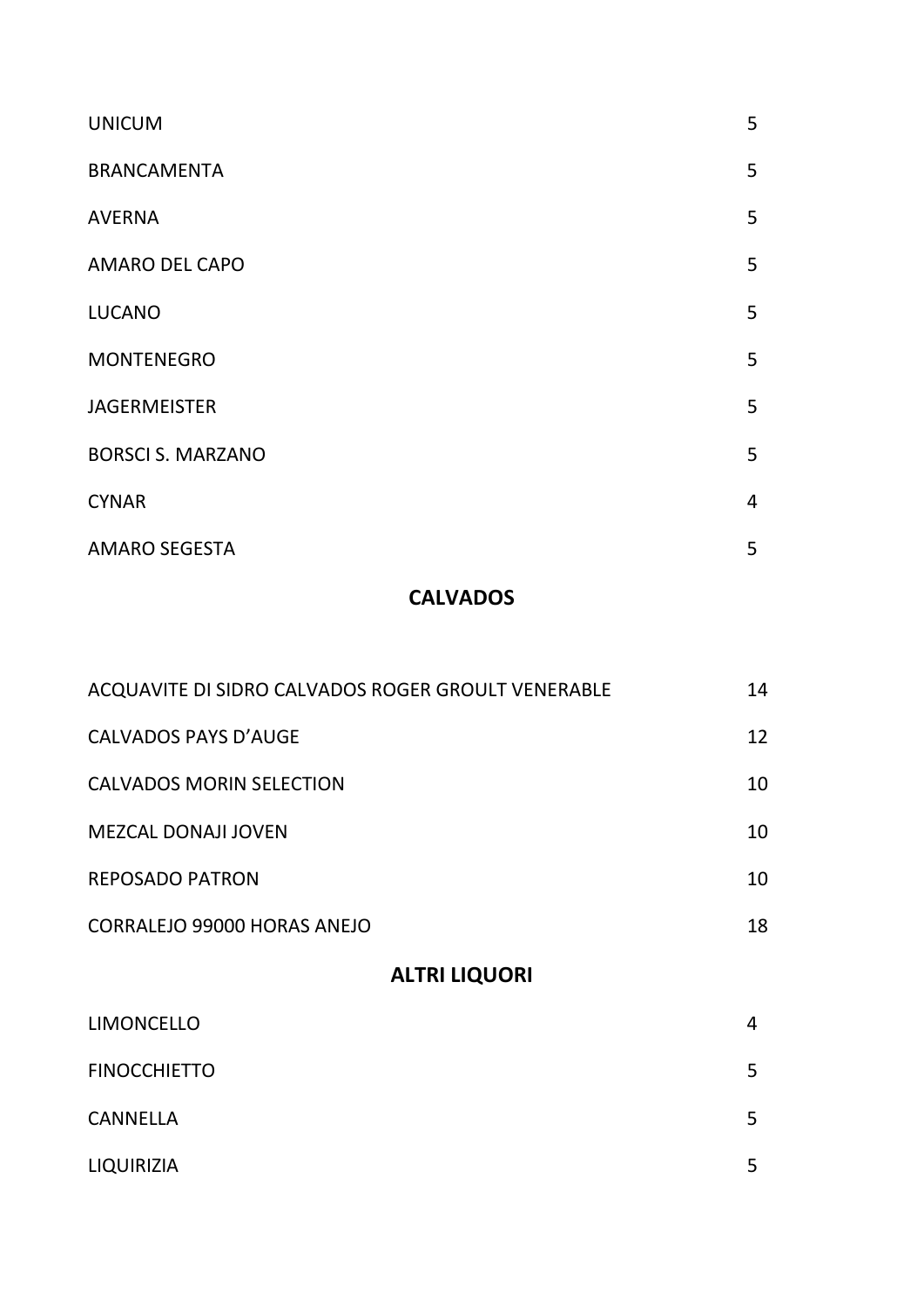| | |
|---|---|
| UNICUM | 5 |
| BRANCAMENTA | 5 |
| AVERNA | 5 |
| AMARO DEL CAPO | 5 |
| LUCANO | 5 |
| MONTENEGRO | 5 |
| JAGERMEISTER | 5 |
| BORSCI S. MARZANO | 5 |
| CYNAR | 4 |
| AMARO SEGESTA | 5 |

## CALVADOS

| | |
|---|---|
| ACQUAVITE DI SIDRO CALVADOS ROGER GROULT VENERABLE | 14 |
| CALVADOS PAYS D'AUGE | 12 |
| CALVADOS MORIN SELECTION | 10 |
| MEZCAL DONAJI JOVEN | 10 |
| REPOSADO PATRON | 10 |
| CORRALEJO 99000 HORAS ANEJO | 18 |

## ALTRI LIQUORI

| | |
|---|---|
| LIMONCELLO | 4 |
| FINOCCHIETTO | 5 |
| CANNELLA | 5 |
| LIQUIRIZIA | 5 |